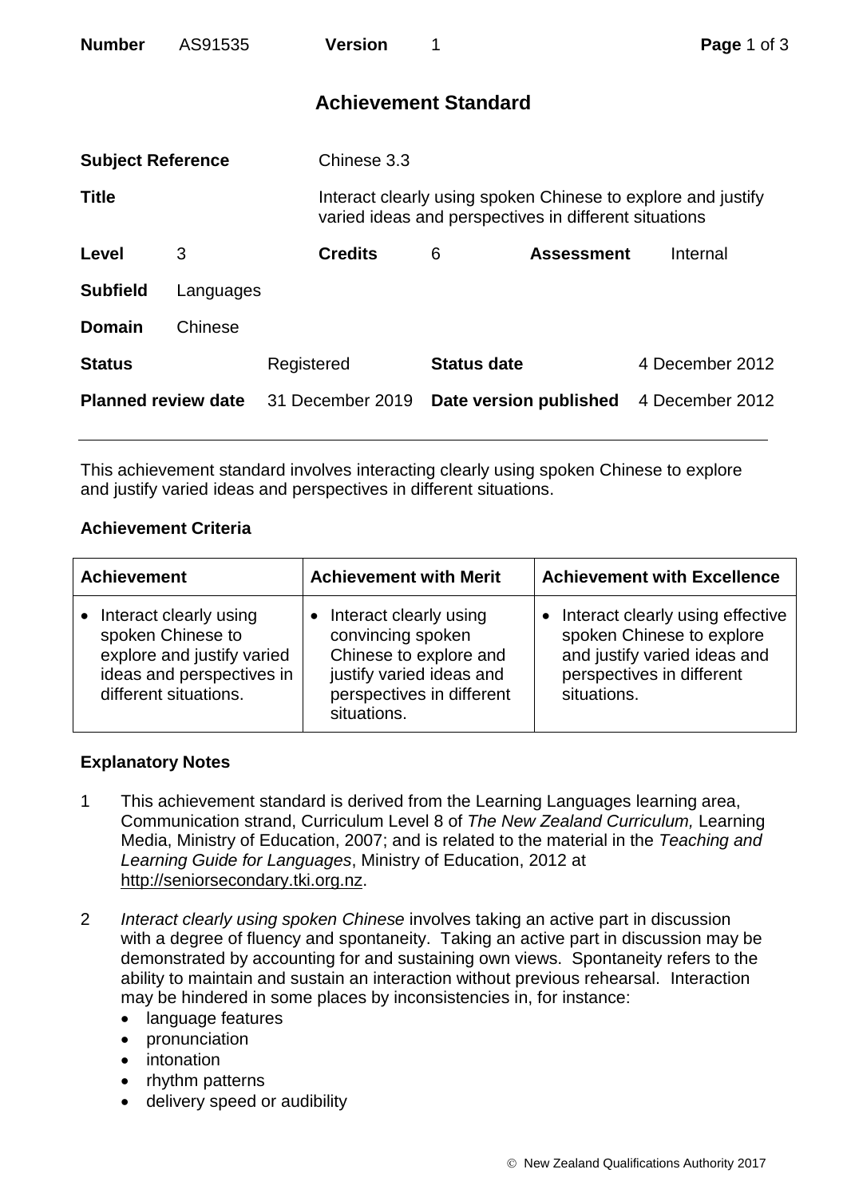| Number | AS91535 | Version | 1 |
|---|---|---|---|

## Achievement Standard

| | | | | | |
|---|---|---|---|---|---|
| **Subject Reference** | Chinese 3.3 | | | | |
| **Title** | Interact clearly using spoken Chinese to explore and justify varied ideas and perspectives in different situations | | | | |
| **Level** | 3 | **Credits** | 6 | **Assessment** | Internal |
| **Subfield** | Languages | | | | |
| **Domain** | Chinese | | | | |
| **Status** | Registered | **Status date** | 4 December 2012 | | |
| **Planned review date** | 31 December 2019 | **Date version published** | 4 December 2012 | | |

This achievement standard involves interacting clearly using spoken Chinese to explore and justify varied ideas and perspectives in different situations.

### Achievement Criteria

| Achievement | Achievement with Merit | Achievement with Excellence |
|---|---|---|
| • Interact clearly using spoken Chinese to explore and justify varied ideas and perspectives in different situations. | • Interact clearly using convincing spoken Chinese to explore and justify varied ideas and perspectives in different situations. | • Interact clearly using effective spoken Chinese to explore and justify varied ideas and perspectives in different situations. |

### Explanatory Notes

1 This achievement standard is derived from the Learning Languages learning area, Communication strand, Curriculum Level 8 of *The New Zealand Curriculum,* Learning Media, Ministry of Education, 2007; and is related to the material in the *Teaching and Learning Guide for Languages*, Ministry of Education, 2012 at http://seniorsecondary.tki.org.nz.

2 *Interact clearly using spoken Chinese* involves taking an active part in discussion with a degree of fluency and spontaneity. Taking an active part in discussion may be demonstrated by accounting for and sustaining own views. Spontaneity refers to the ability to maintain and sustain an interaction without previous rehearsal. Interaction may be hindered in some places by inconsistencies in, for instance:
- language features
- pronunciation
- intonation
- rhythm patterns
- delivery speed or audibility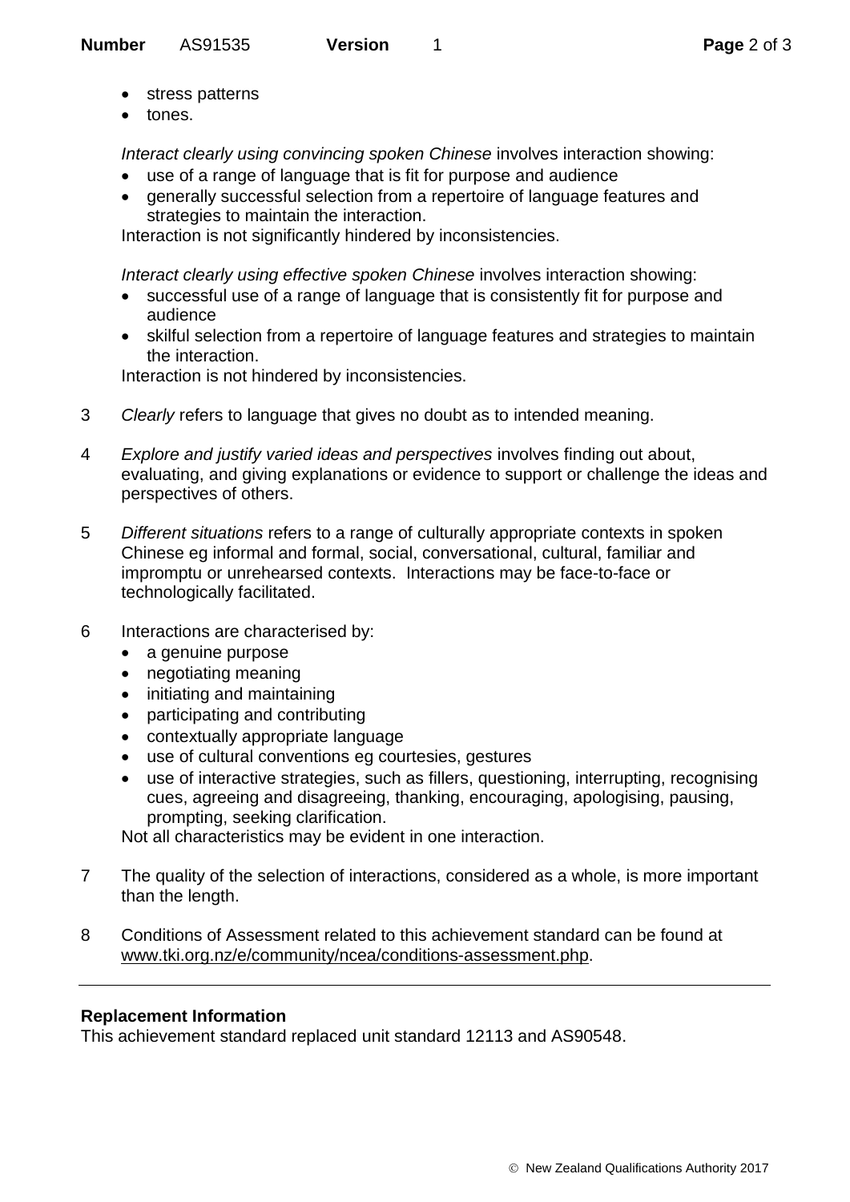- stress patterns
- tones.

*Interact clearly using convincing spoken Chinese* involves interaction showing:

- use of a range of language that is fit for purpose and audience
- generally successful selection from a repertoire of language features and strategies to maintain the interaction.

Interaction is not significantly hindered by inconsistencies.

*Interact clearly using effective spoken Chinese* involves interaction showing:

- successful use of a range of language that is consistently fit for purpose and audience
- skilful selection from a repertoire of language features and strategies to maintain the interaction.

Interaction is not hindered by inconsistencies.

3 *Clearly* refers to language that gives no doubt as to intended meaning.

4 *Explore and justify varied ideas and perspectives* involves finding out about, evaluating, and giving explanations or evidence to support or challenge the ideas and perspectives of others.

5 *Different situations* refers to a range of culturally appropriate contexts in spoken Chinese eg informal and formal, social, conversational, cultural, familiar and impromptu or unrehearsed contexts. Interactions may be face-to-face or technologically facilitated.

6 Interactions are characterised by:
   - a genuine purpose
   - negotiating meaning
   - initiating and maintaining
   - participating and contributing
   - contextually appropriate language
   - use of cultural conventions eg courtesies, gestures
   - use of interactive strategies, such as fillers, questioning, interrupting, recognising cues, agreeing and disagreeing, thanking, encouraging, apologising, pausing, prompting, seeking clarification.

   Not all characteristics may be evident in one interaction.

7 The quality of the selection of interactions, considered as a whole, is more important than the length.

8 Conditions of Assessment related to this achievement standard can be found at www.tki.org.nz/e/community/ncea/conditions-assessment.php.

---

**Replacement Information**

This achievement standard replaced unit standard 12113 and AS90548.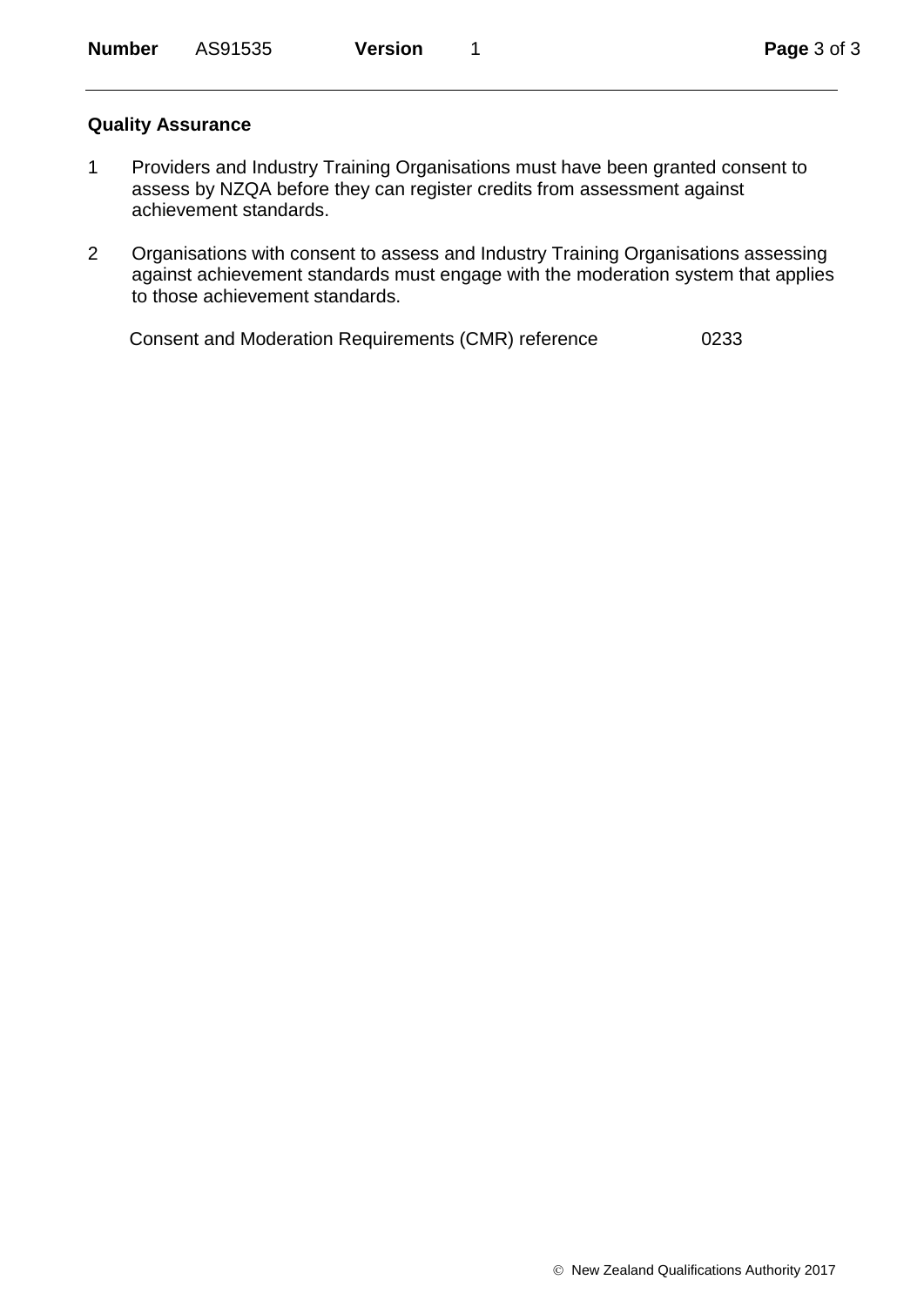**Quality Assurance**

1. Providers and Industry Training Organisations must have been granted consent to assess by NZQA before they can register credits from assessment against achievement standards.

2. Organisations with consent to assess and Industry Training Organisations assessing against achievement standards must engage with the moderation system that applies to those achievement standards.

| | |
|---|---|
| Consent and Moderation Requirements (CMR) reference | 0233 |

© New Zealand Qualifications Authority 2017